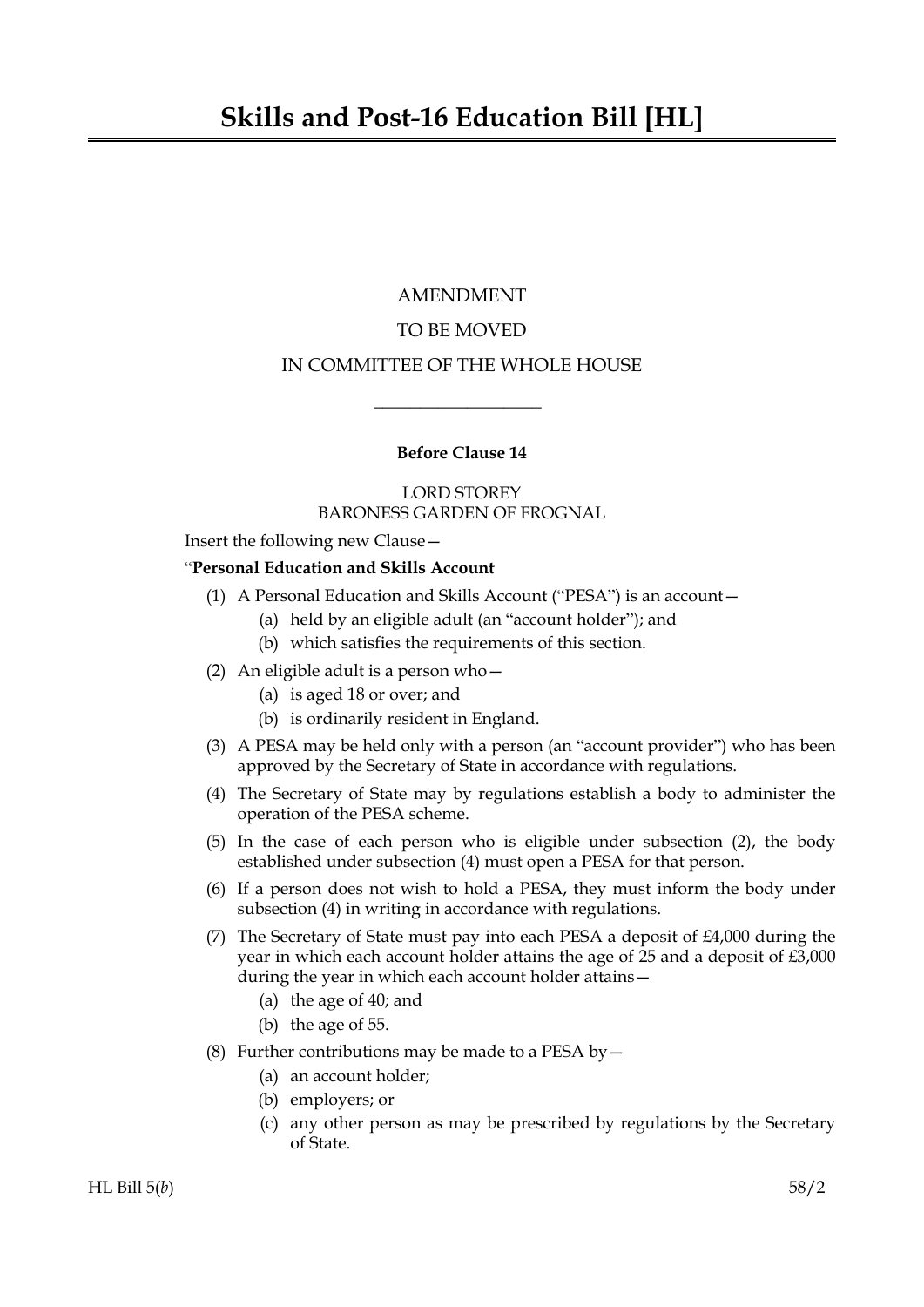# Skills and Post-16 Education Bill [HL]

AMENDMENT

TO BE MOVED

IN COMMITTEE OF THE WHOLE HOUSE

---

**Before Clause 14**

LORD STOREY
BARONESS GARDEN OF FROGNAL

Insert the following new Clause—

"**Personal Education and Skills Account**

(1) A Personal Education and Skills Account ("PESA") is an account—
   - (a) held by an eligible adult (an "account holder"); and
   - (b) which satisfies the requirements of this section.

(2) An eligible adult is a person who—
   - (a) is aged 18 or over; and
   - (b) is ordinarily resident in England.

(3) A PESA may be held only with a person (an "account provider") who has been approved by the Secretary of State in accordance with regulations.

(4) The Secretary of State may by regulations establish a body to administer the operation of the PESA scheme.

(5) In the case of each person who is eligible under subsection (2), the body established under subsection (4) must open a PESA for that person.

(6) If a person does not wish to hold a PESA, they must inform the body under subsection (4) in writing in accordance with regulations.

(7) The Secretary of State must pay into each PESA a deposit of £4,000 during the year in which each account holder attains the age of 25 and a deposit of £3,000 during the year in which each account holder attains—
   - (a) the age of 40; and
   - (b) the age of 55.

(8) Further contributions may be made to a PESA by—
   - (a) an account holder;
   - (b) employers; or
   - (c) any other person as may be prescribed by regulations by the Secretary of State.

HL Bill 5(*b*) 58/2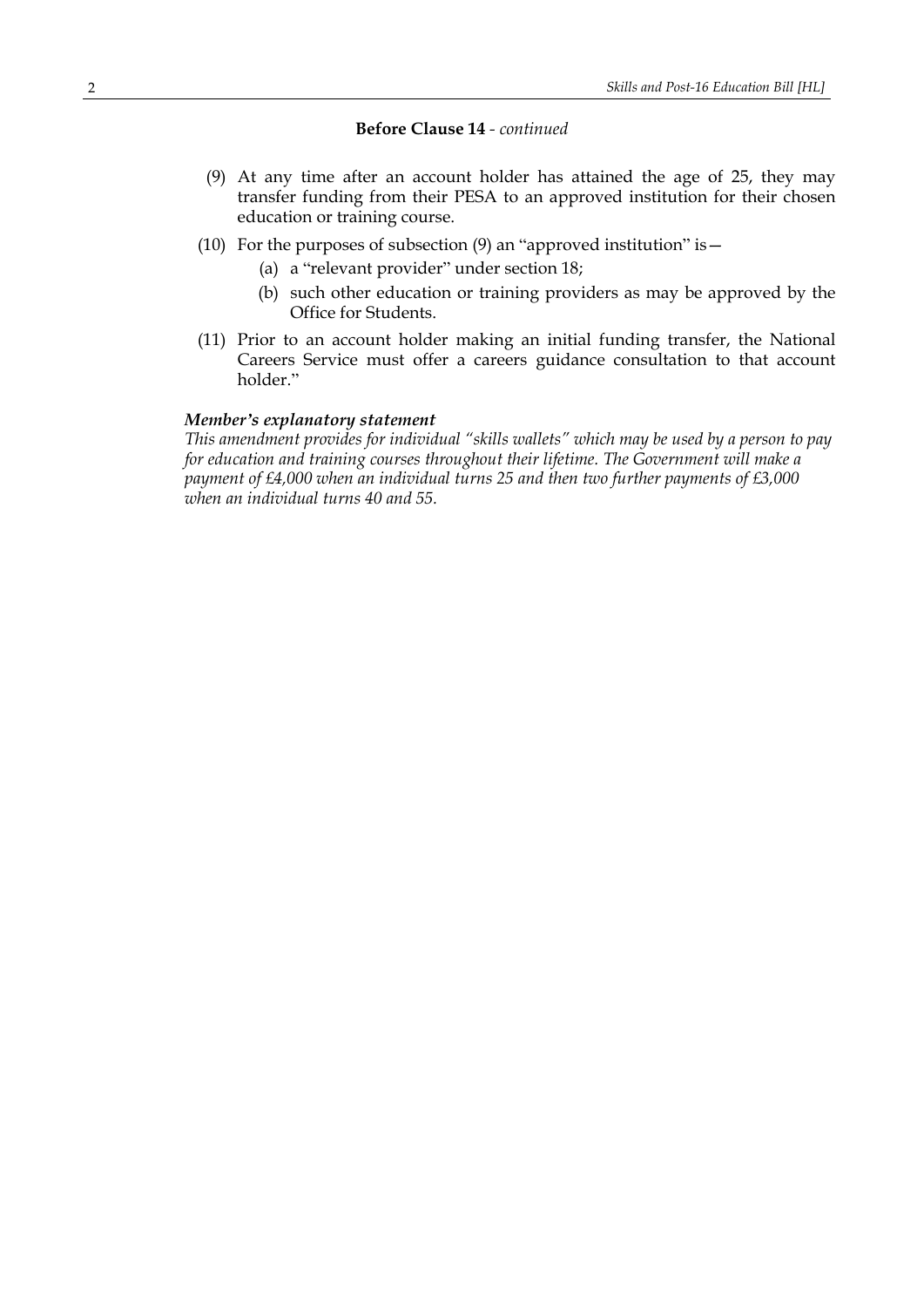**Before Clause 14** - *continued*

(9) At any time after an account holder has attained the age of 25, they may transfer funding from their PESA to an approved institution for their chosen education or training course.

(10) For the purposes of subsection (9) an "approved institution" is—

(a) a "relevant provider" under section 18;

(b) such other education or training providers as may be approved by the Office for Students.

(11) Prior to an account holder making an initial funding transfer, the National Careers Service must offer a careers guidance consultation to that account holder."

***Member's explanatory statement***

*This amendment provides for individual "skills wallets" which may be used by a person to pay for education and training courses throughout their lifetime. The Government will make a payment of £4,000 when an individual turns 25 and then two further payments of £3,000 when an individual turns 40 and 55.*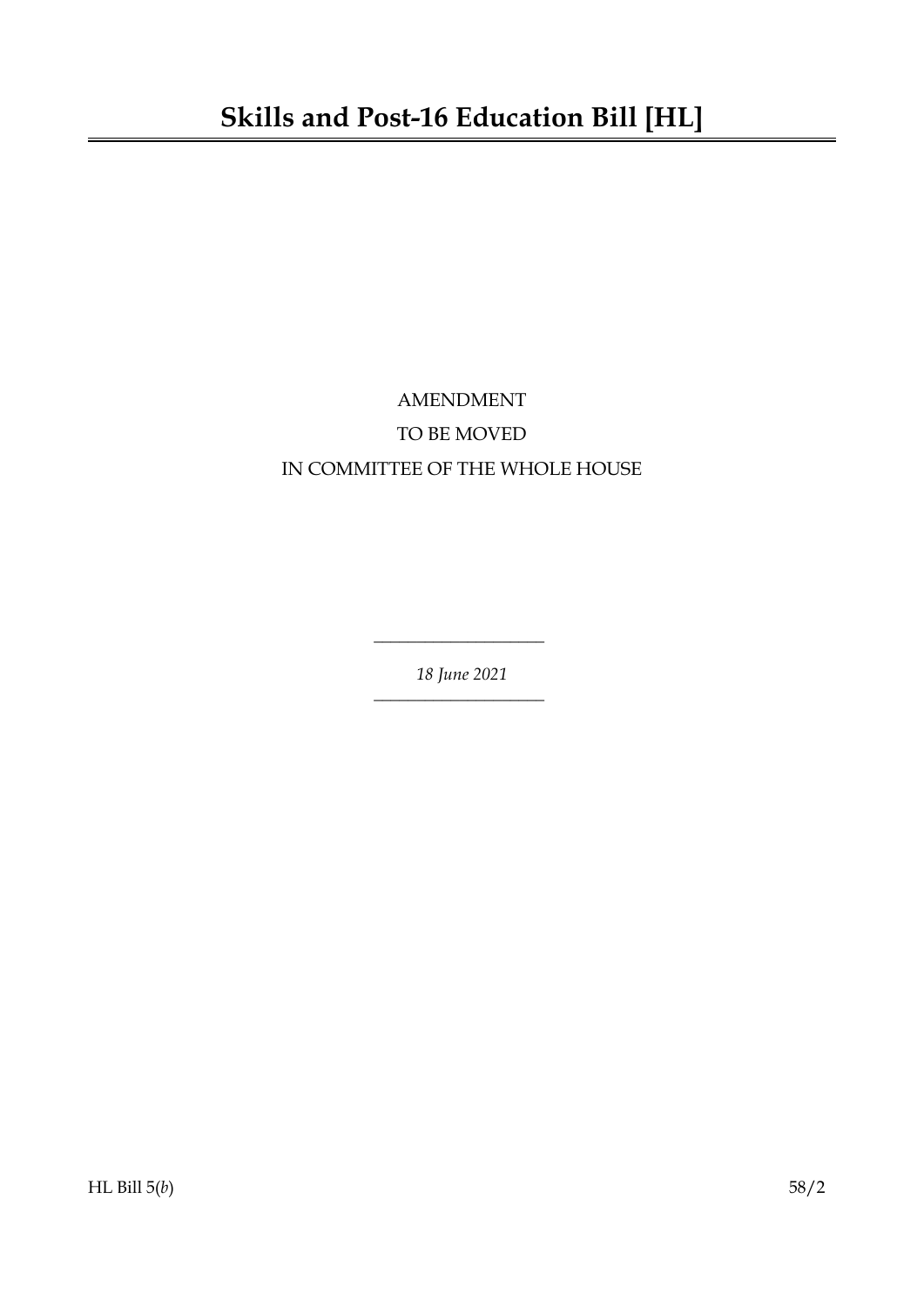# Skills and Post-16 Education Bill [HL]

AMENDMENT

TO BE MOVED

IN COMMITTEE OF THE WHOLE HOUSE

---

*18 June 2021*

---

HL Bill 5(*b*) 58/2